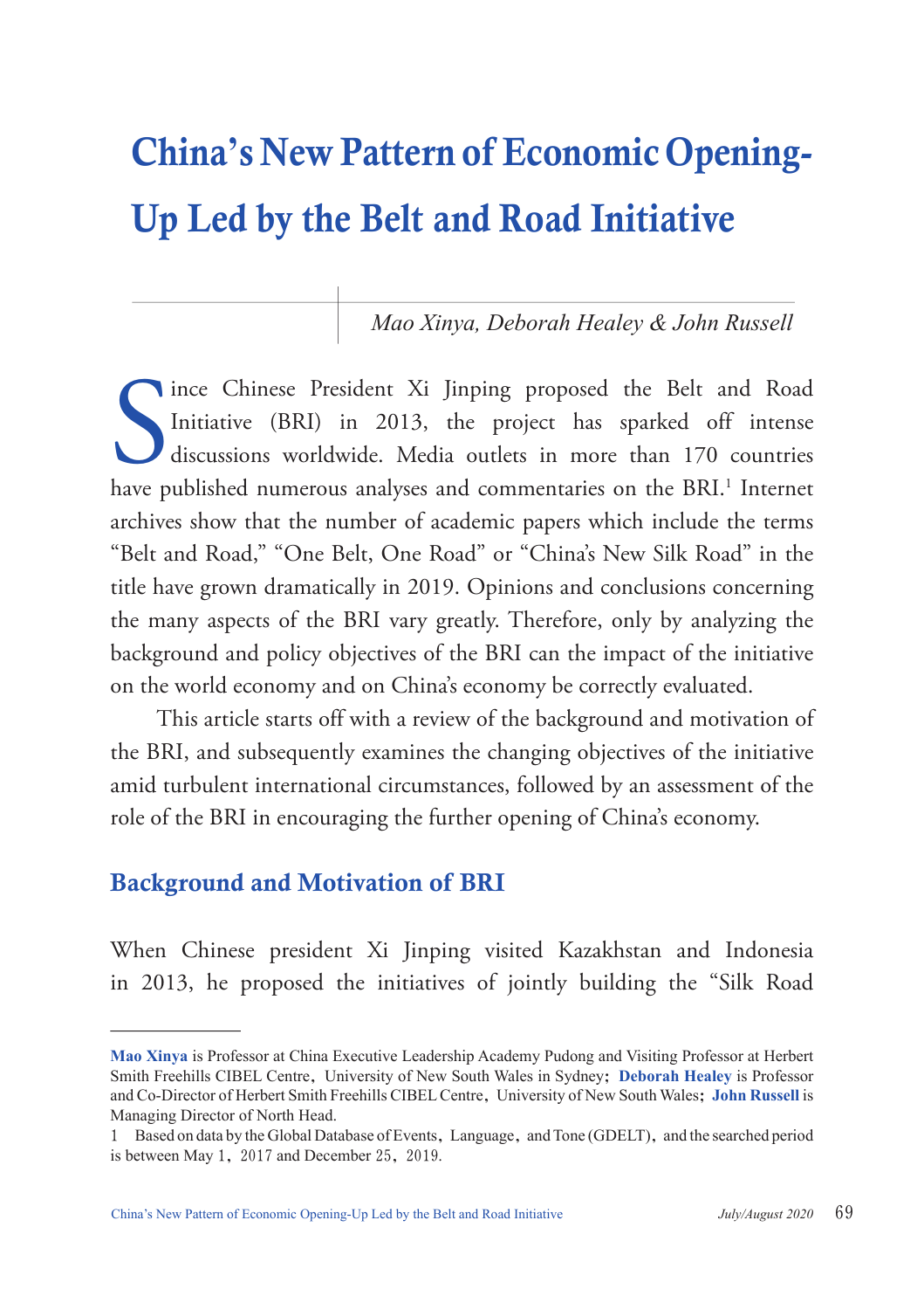# China's New Pattern of Economic Opening-Up Led by the Belt and Road Initiative

*Mao Xinya, Deborah Healey & John Russell*

Since Chinese President Xi Jinping proposed the Belt and Road Initiative (BRI) in 2013, the project has sparked off intense discussions worldwide. Media outlets in more than 170 countries have published numerous analyses and commentaries on the BRI.[1] Internet archives show that the number of academic papers which include the terms "Belt and Road," "One Belt, One Road" or "China's New Silk Road" in the title have grown dramatically in 2019. Opinions and conclusions concerning the many aspects of the BRI vary greatly. Therefore, only by analyzing the background and policy objectives of the BRI can the impact of the initiative on the world economy and on China's economy be correctly evaluated.

This article starts off with a review of the background and motivation of the BRI, and subsequently examines the changing objectives of the initiative amid turbulent international circumstances, followed by an assessment of the role of the BRI in encouraging the further opening of China's economy.

## Background and Motivation of BRI

When Chinese president Xi Jinping visited Kazakhstan and Indonesia in 2013, he proposed the initiatives of jointly building the "Silk Road

---

**Mao Xinya** is Professor at China Executive Leadership Academy Pudong and Visiting Professor at Herbert Smith Freehills CIBEL Centre, University of New South Wales in Sydney; **Deborah Healey** is Professor and Co-Director of Herbert Smith Freehills CIBEL Centre, University of New South Wales; **John Russell** is Managing Director of North Head.

1 Based on data by the Global Database of Events, Language, and Tone (GDELT), and the searched period is between May 1, 2017 and December 25, 2019.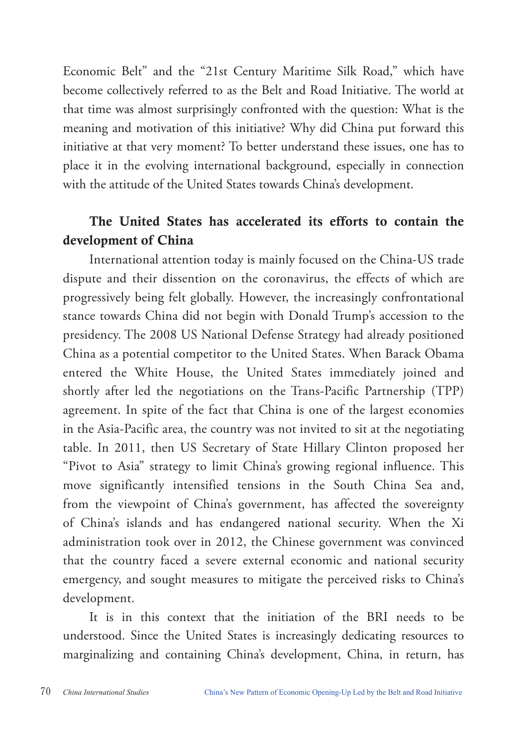Economic Belt" and the "21st Century Maritime Silk Road," which have become collectively referred to as the Belt and Road Initiative. The world at that time was almost surprisingly confronted with the question: What is the meaning and motivation of this initiative? Why did China put forward this initiative at that very moment? To better understand these issues, one has to place it in the evolving international background, especially in connection with the attitude of the United States towards China's development.

## The United States has accelerated its efforts to contain the development of China

International attention today is mainly focused on the China-US trade dispute and their dissention on the coronavirus, the effects of which are progressively being felt globally. However, the increasingly confrontational stance towards China did not begin with Donald Trump's accession to the presidency. The 2008 US National Defense Strategy had already positioned China as a potential competitor to the United States. When Barack Obama entered the White House, the United States immediately joined and shortly after led the negotiations on the Trans-Pacific Partnership (TPP) agreement. In spite of the fact that China is one of the largest economies in the Asia-Pacific area, the country was not invited to sit at the negotiating table. In 2011, then US Secretary of State Hillary Clinton proposed her "Pivot to Asia" strategy to limit China's growing regional influence. This move significantly intensified tensions in the South China Sea and, from the viewpoint of China's government, has affected the sovereignty of China's islands and has endangered national security. When the Xi administration took over in 2012, the Chinese government was convinced that the country faced a severe external economic and national security emergency, and sought measures to mitigate the perceived risks to China's development.

It is in this context that the initiation of the BRI needs to be understood. Since the United States is increasingly dedicating resources to marginalizing and containing China's development, China, in return, has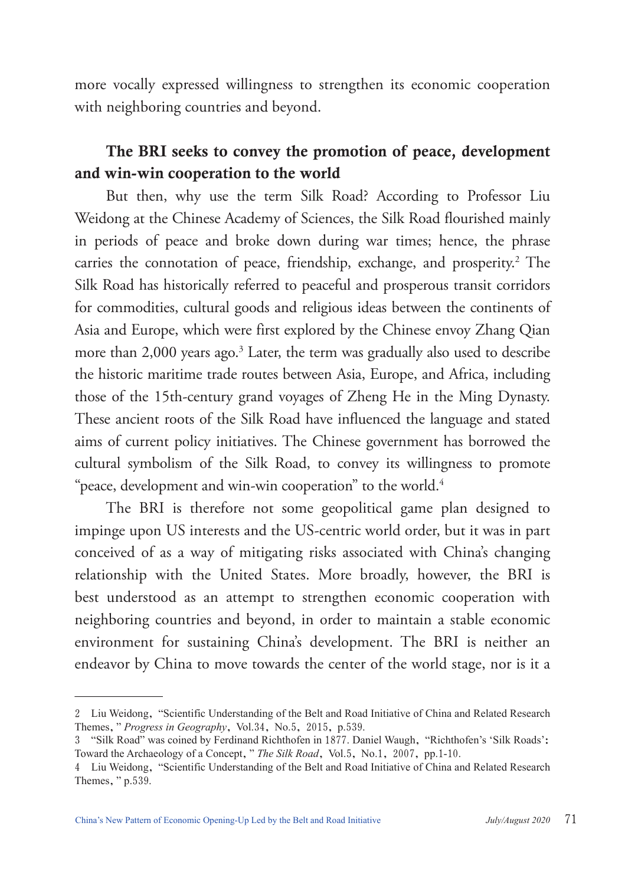more vocally expressed willingness to strengthen its economic cooperation with neighboring countries and beyond.

## The BRI seeks to convey the promotion of peace, development and win-win cooperation to the world

But then, why use the term Silk Road? According to Professor Liu Weidong at the Chinese Academy of Sciences, the Silk Road flourished mainly in periods of peace and broke down during war times; hence, the phrase carries the connotation of peace, friendship, exchange, and prosperity.[2] The Silk Road has historically referred to peaceful and prosperous transit corridors for commodities, cultural goods and religious ideas between the continents of Asia and Europe, which were first explored by the Chinese envoy Zhang Qian more than 2,000 years ago.[3] Later, the term was gradually also used to describe the historic maritime trade routes between Asia, Europe, and Africa, including those of the 15th-century grand voyages of Zheng He in the Ming Dynasty. These ancient roots of the Silk Road have influenced the language and stated aims of current policy initiatives. The Chinese government has borrowed the cultural symbolism of the Silk Road, to convey its willingness to promote "peace, development and win-win cooperation" to the world.[4]

The BRI is therefore not some geopolitical game plan designed to impinge upon US interests and the US-centric world order, but it was in part conceived of as a way of mitigating risks associated with China's changing relationship with the United States. More broadly, however, the BRI is best understood as an attempt to strengthen economic cooperation with neighboring countries and beyond, in order to maintain a stable economic environment for sustaining China's development. The BRI is neither an endeavor by China to move towards the center of the world stage, nor is it a

---

2 Liu Weidong, "Scientific Understanding of the Belt and Road Initiative of China and Related Research Themes," *Progress in Geography*, Vol.34, No.5, 2015, p.539.

3 "Silk Road" was coined by Ferdinand Richthofen in 1877. Daniel Waugh, "Richthofen's 'Silk Roads': Toward the Archaeology of a Concept," *The Silk Road*, Vol.5, No.1, 2007, pp.1-10.

4 Liu Weidong, "Scientific Understanding of the Belt and Road Initiative of China and Related Research Themes," p.539.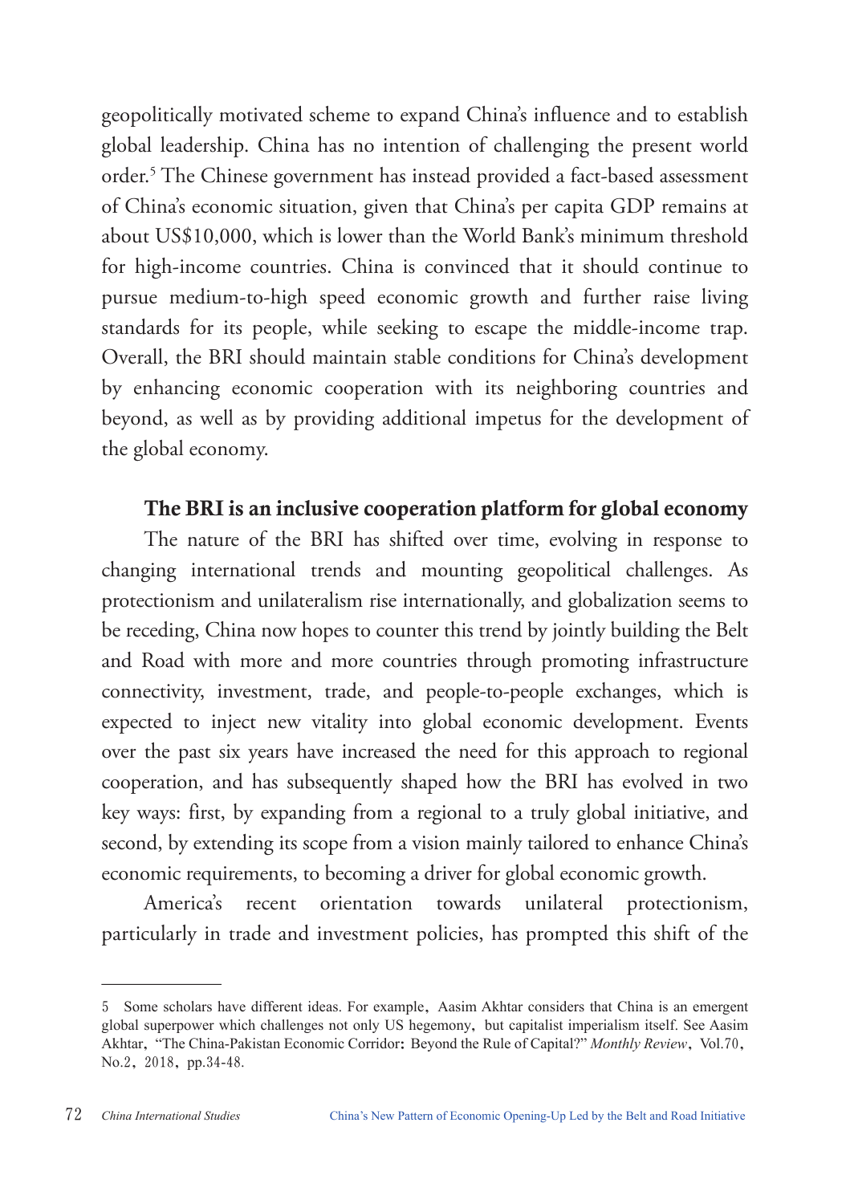geopolitically motivated scheme to expand China's influence and to establish global leadership. China has no intention of challenging the present world order.[5] The Chinese government has instead provided a fact-based assessment of China's economic situation, given that China's per capita GDP remains at about US$10,000, which is lower than the World Bank's minimum threshold for high-income countries. China is convinced that it should continue to pursue medium-to-high speed economic growth and further raise living standards for its people, while seeking to escape the middle-income trap. Overall, the BRI should maintain stable conditions for China's development by enhancing economic cooperation with its neighboring countries and beyond, as well as by providing additional impetus for the development of the global economy.

### The BRI is an inclusive cooperation platform for global economy

The nature of the BRI has shifted over time, evolving in response to changing international trends and mounting geopolitical challenges. As protectionism and unilateralism rise internationally, and globalization seems to be receding, China now hopes to counter this trend by jointly building the Belt and Road with more and more countries through promoting infrastructure connectivity, investment, trade, and people-to-people exchanges, which is expected to inject new vitality into global economic development. Events over the past six years have increased the need for this approach to regional cooperation, and has subsequently shaped how the BRI has evolved in two key ways: first, by expanding from a regional to a truly global initiative, and second, by extending its scope from a vision mainly tailored to enhance China's economic requirements, to becoming a driver for global economic growth.

America's recent orientation towards unilateral protectionism, particularly in trade and investment policies, has prompted this shift of the

---

5 Some scholars have different ideas. For example, Aasim Akhtar considers that China is an emergent global superpower which challenges not only US hegemony, but capitalist imperialism itself. See Aasim Akhtar, "The China-Pakistan Economic Corridor: Beyond the Rule of Capital?" *Monthly Review*, Vol.70, No.2, 2018, pp.34-48.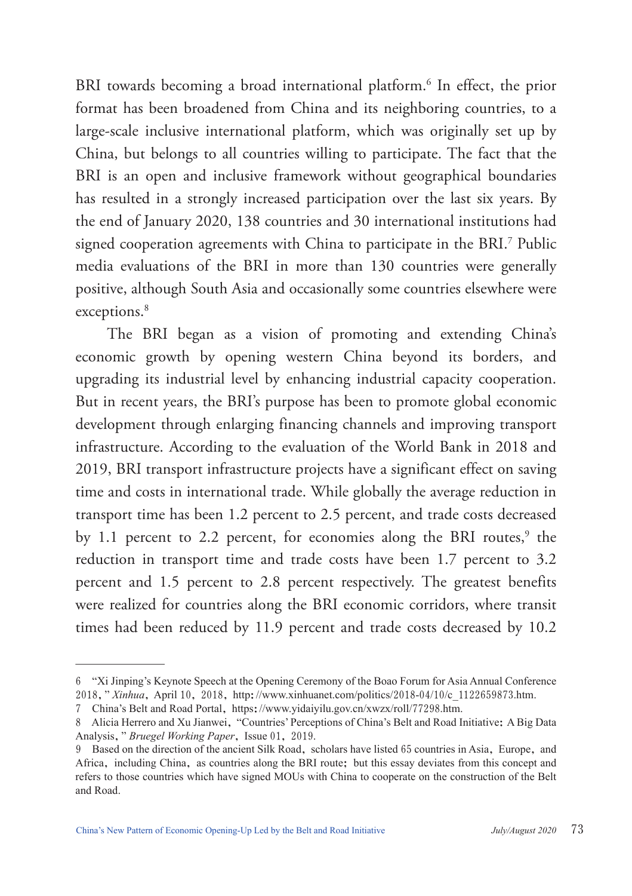BRI towards becoming a broad international platform.[6] In effect, the prior format has been broadened from China and its neighboring countries, to a large-scale inclusive international platform, which was originally set up by China, but belongs to all countries willing to participate. The fact that the BRI is an open and inclusive framework without geographical boundaries has resulted in a strongly increased participation over the last six years. By the end of January 2020, 138 countries and 30 international institutions had signed cooperation agreements with China to participate in the BRI.[7] Public media evaluations of the BRI in more than 130 countries were generally positive, although South Asia and occasionally some countries elsewhere were exceptions.[8]

The BRI began as a vision of promoting and extending China's economic growth by opening western China beyond its borders, and upgrading its industrial level by enhancing industrial capacity cooperation. But in recent years, the BRI's purpose has been to promote global economic development through enlarging financing channels and improving transport infrastructure. According to the evaluation of the World Bank in 2018 and 2019, BRI transport infrastructure projects have a significant effect on saving time and costs in international trade. While globally the average reduction in transport time has been 1.2 percent to 2.5 percent, and trade costs decreased by 1.1 percent to 2.2 percent, for economies along the BRI routes,[9] the reduction in transport time and trade costs have been 1.7 percent to 3.2 percent and 1.5 percent to 2.8 percent respectively. The greatest benefits were realized for countries along the BRI economic corridors, where transit times had been reduced by 11.9 percent and trade costs decreased by 10.2

---

6 "Xi Jinping's Keynote Speech at the Opening Ceremony of the Boao Forum for Asia Annual Conference 2018," *Xinhua*, April 10, 2018, http://www.xinhuanet.com/politics/2018-04/10/c_1122659873.htm.

7 China's Belt and Road Portal, https://www.yidaiyilu.gov.cn/xwzx/roll/77298.htm.

8 Alicia Herrero and Xu Jianwei, "Countries' Perceptions of China's Belt and Road Initiative: A Big Data Analysis," *Bruegel Working Paper*, Issue 01, 2019.

9 Based on the direction of the ancient Silk Road, scholars have listed 65 countries in Asia, Europe, and Africa, including China, as countries along the BRI route; but this essay deviates from this concept and refers to those countries which have signed MOUs with China to cooperate on the construction of the Belt and Road.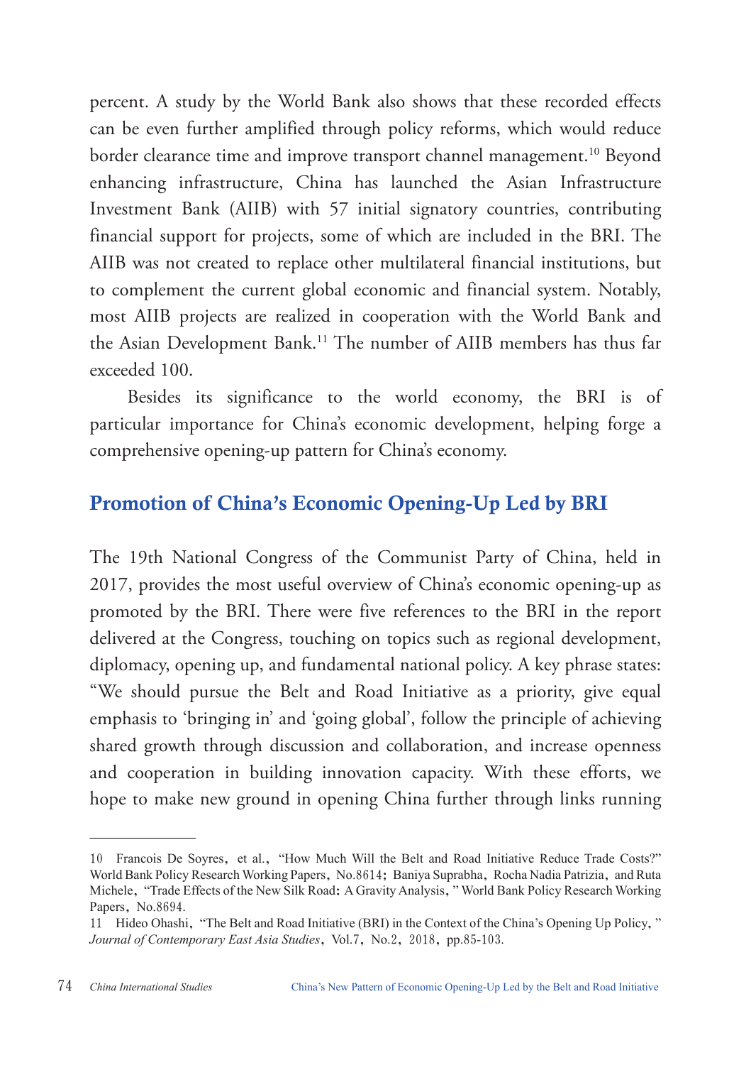percent. A study by the World Bank also shows that these recorded effects can be even further amplified through policy reforms, which would reduce border clearance time and improve transport channel management.[10] Beyond enhancing infrastructure, China has launched the Asian Infrastructure Investment Bank (AIIB) with 57 initial signatory countries, contributing financial support for projects, some of which are included in the BRI. The AIIB was not created to replace other multilateral financial institutions, but to complement the current global economic and financial system. Notably, most AIIB projects are realized in cooperation with the World Bank and the Asian Development Bank.[11] The number of AIIB members has thus far exceeded 100.

Besides its significance to the world economy, the BRI is of particular importance for China's economic development, helping forge a comprehensive opening-up pattern for China's economy.

## Promotion of China's Economic Opening-Up Led by BRI

The 19th National Congress of the Communist Party of China, held in 2017, provides the most useful overview of China's economic opening-up as promoted by the BRI. There were five references to the BRI in the report delivered at the Congress, touching on topics such as regional development, diplomacy, opening up, and fundamental national policy. A key phrase states: "We should pursue the Belt and Road Initiative as a priority, give equal emphasis to 'bringing in' and 'going global', follow the principle of achieving shared growth through discussion and collaboration, and increase openness and cooperation in building innovation capacity. With these efforts, we hope to make new ground in opening China further through links running

---

10 Francois De Soyres, et al., "How Much Will the Belt and Road Initiative Reduce Trade Costs?" World Bank Policy Research Working Papers, No.8614; Baniya Suprabha, Rocha Nadia Patrizia, and Ruta Michele, "Trade Effects of the New Silk Road: A Gravity Analysis," World Bank Policy Research Working Papers, No.8694.

11 Hideo Ohashi, "The Belt and Road Initiative (BRI) in the Context of the China's Opening Up Policy," *Journal of Contemporary East Asia Studies*, Vol.7, No.2, 2018, pp.85-103.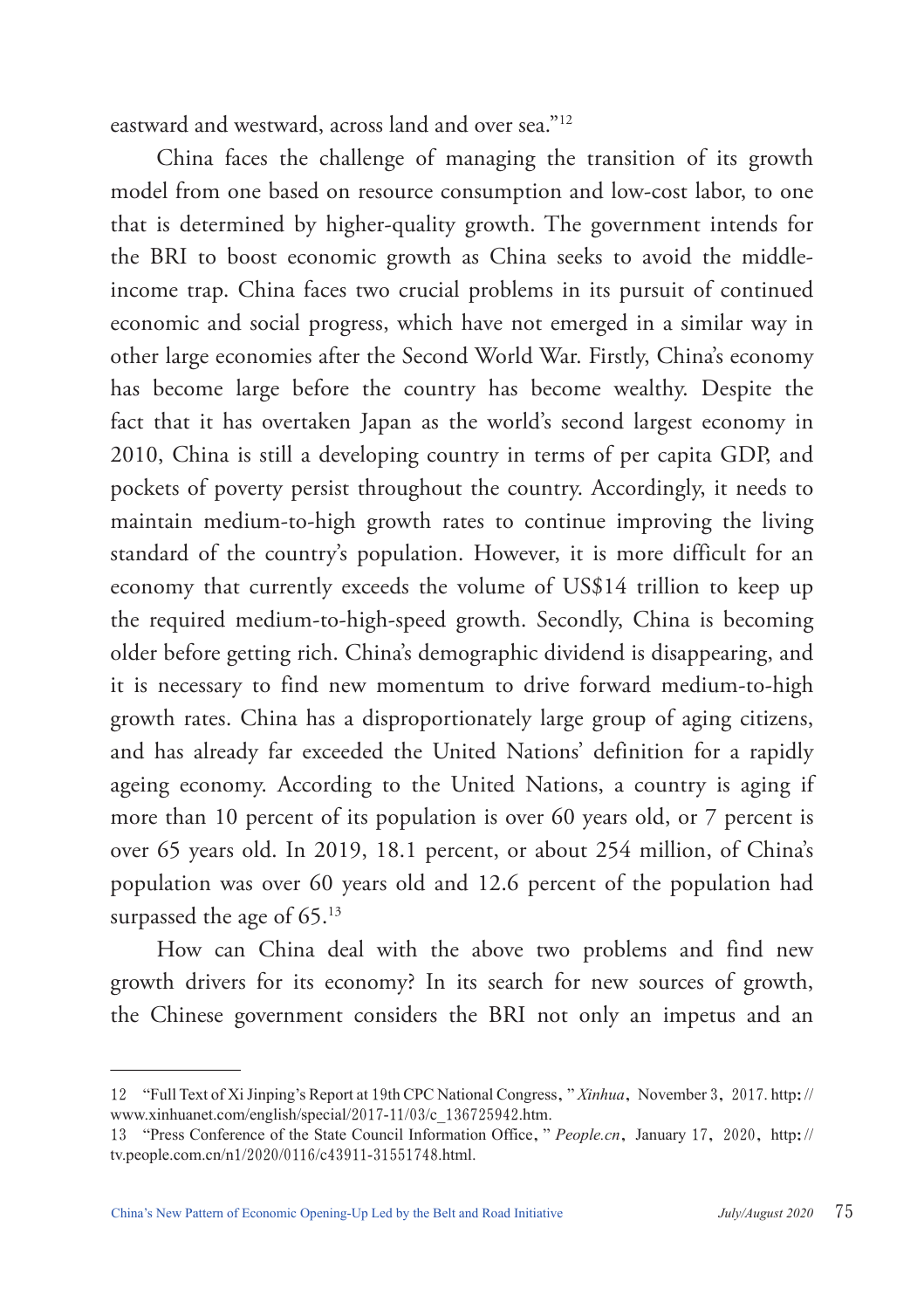eastward and westward, across land and over sea."[12]

China faces the challenge of managing the transition of its growth model from one based on resource consumption and low-cost labor, to one that is determined by higher-quality growth. The government intends for the BRI to boost economic growth as China seeks to avoid the middle-income trap. China faces two crucial problems in its pursuit of continued economic and social progress, which have not emerged in a similar way in other large economies after the Second World War. Firstly, China's economy has become large before the country has become wealthy. Despite the fact that it has overtaken Japan as the world's second largest economy in 2010, China is still a developing country in terms of per capita GDP, and pockets of poverty persist throughout the country. Accordingly, it needs to maintain medium-to-high growth rates to continue improving the living standard of the country's population. However, it is more difficult for an economy that currently exceeds the volume of US$14 trillion to keep up the required medium-to-high-speed growth. Secondly, China is becoming older before getting rich. China's demographic dividend is disappearing, and it is necessary to find new momentum to drive forward medium-to-high growth rates. China has a disproportionately large group of aging citizens, and has already far exceeded the United Nations' definition for a rapidly ageing economy. According to the United Nations, a country is aging if more than 10 percent of its population is over 60 years old, or 7 percent is over 65 years old. In 2019, 18.1 percent, or about 254 million, of China's population was over 60 years old and 12.6 percent of the population had surpassed the age of 65.[13]

How can China deal with the above two problems and find new growth drivers for its economy? In its search for new sources of growth, the Chinese government considers the BRI not only an impetus and an

---

12 "Full Text of Xi Jinping's Report at 19th CPC National Congress," *Xinhua*, November 3, 2017. http://www.xinhuanet.com/english/special/2017-11/03/c_136725942.htm.

13 "Press Conference of the State Council Information Office," *People.cn*, January 17, 2020, http://tv.people.com.cn/n1/2020/0116/c43911-31551748.html.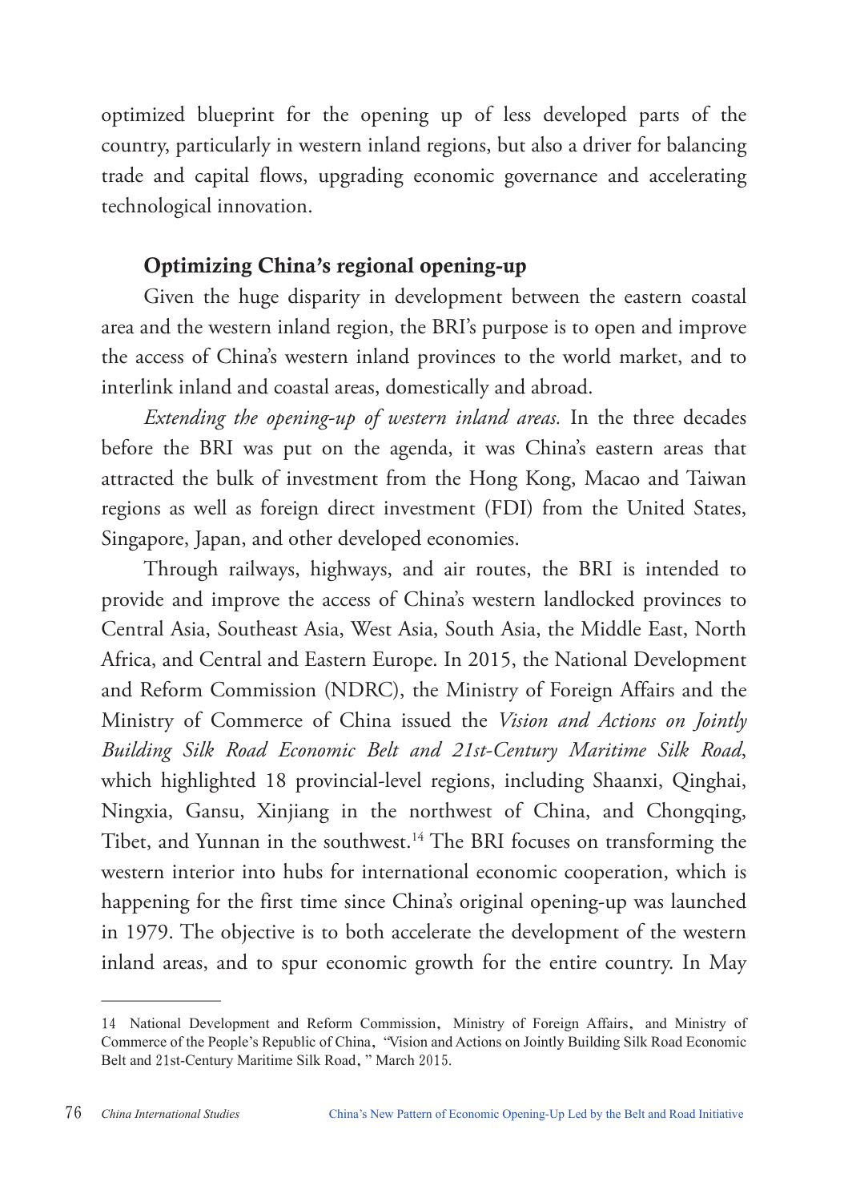optimized blueprint for the opening up of less developed parts of the country, particularly in western inland regions, but also a driver for balancing trade and capital flows, upgrading economic governance and accelerating technological innovation.

## Optimizing China's regional opening-up

Given the huge disparity in development between the eastern coastal area and the western inland region, the BRI's purpose is to open and improve the access of China's western inland provinces to the world market, and to interlink inland and coastal areas, domestically and abroad.

*Extending the opening-up of western inland areas.* In the three decades before the BRI was put on the agenda, it was China's eastern areas that attracted the bulk of investment from the Hong Kong, Macao and Taiwan regions as well as foreign direct investment (FDI) from the United States, Singapore, Japan, and other developed economies.

Through railways, highways, and air routes, the BRI is intended to provide and improve the access of China's western landlocked provinces to Central Asia, Southeast Asia, West Asia, South Asia, the Middle East, North Africa, and Central and Eastern Europe. In 2015, the National Development and Reform Commission (NDRC), the Ministry of Foreign Affairs and the Ministry of Commerce of China issued the *Vision and Actions on Jointly Building Silk Road Economic Belt and 21st-Century Maritime Silk Road*, which highlighted 18 provincial-level regions, including Shaanxi, Qinghai, Ningxia, Gansu, Xinjiang in the northwest of China, and Chongqing, Tibet, and Yunnan in the southwest.[14] The BRI focuses on transforming the western interior into hubs for international economic cooperation, which is happening for the first time since China's original opening-up was launched in 1979. The objective is to both accelerate the development of the western inland areas, and to spur economic growth for the entire country. In May

---

14 National Development and Reform Commission, Ministry of Foreign Affairs, and Ministry of Commerce of the People's Republic of China, "Vision and Actions on Jointly Building Silk Road Economic Belt and 21st-Century Maritime Silk Road," March 2015.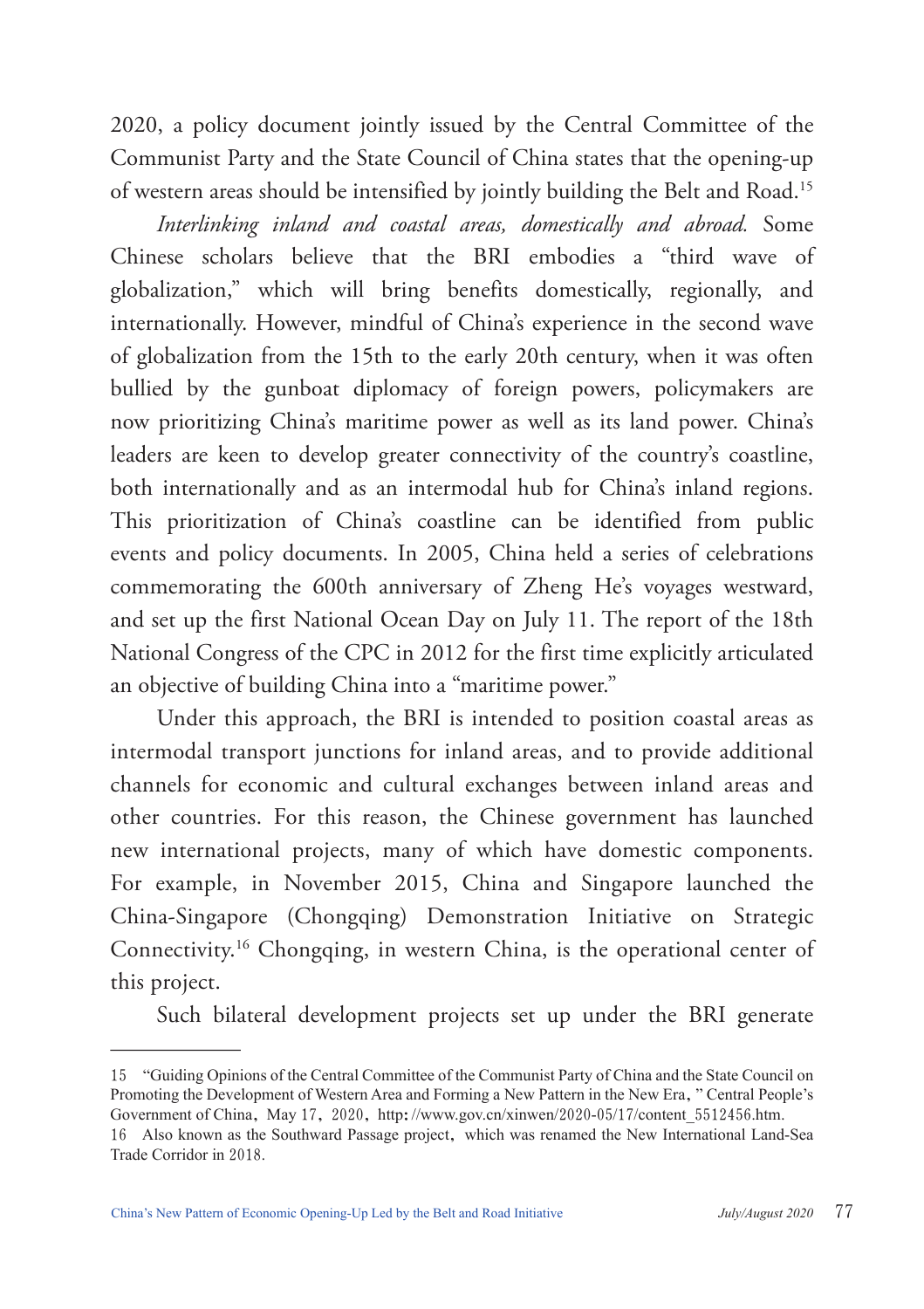2020, a policy document jointly issued by the Central Committee of the Communist Party and the State Council of China states that the opening-up of western areas should be intensified by jointly building the Belt and Road.[15]

*Interlinking inland and coastal areas, domestically and abroad.* Some Chinese scholars believe that the BRI embodies a "third wave of globalization," which will bring benefits domestically, regionally, and internationally. However, mindful of China's experience in the second wave of globalization from the 15th to the early 20th century, when it was often bullied by the gunboat diplomacy of foreign powers, policymakers are now prioritizing China's maritime power as well as its land power. China's leaders are keen to develop greater connectivity of the country's coastline, both internationally and as an intermodal hub for China's inland regions. This prioritization of China's coastline can be identified from public events and policy documents. In 2005, China held a series of celebrations commemorating the 600th anniversary of Zheng He's voyages westward, and set up the first National Ocean Day on July 11. The report of the 18th National Congress of the CPC in 2012 for the first time explicitly articulated an objective of building China into a "maritime power."

Under this approach, the BRI is intended to position coastal areas as intermodal transport junctions for inland areas, and to provide additional channels for economic and cultural exchanges between inland areas and other countries. For this reason, the Chinese government has launched new international projects, many of which have domestic components. For example, in November 2015, China and Singapore launched the China-Singapore (Chongqing) Demonstration Initiative on Strategic Connectivity.[16] Chongqing, in western China, is the operational center of this project.

Such bilateral development projects set up under the BRI generate

---

15 "Guiding Opinions of the Central Committee of the Communist Party of China and the State Council on Promoting the Development of Western Area and Forming a New Pattern in the New Era," Central People's Government of China, May 17, 2020, http://www.gov.cn/xinwen/2020-05/17/content_5512456.htm.

16 Also known as the Southward Passage project, which was renamed the New International Land-Sea Trade Corridor in 2018.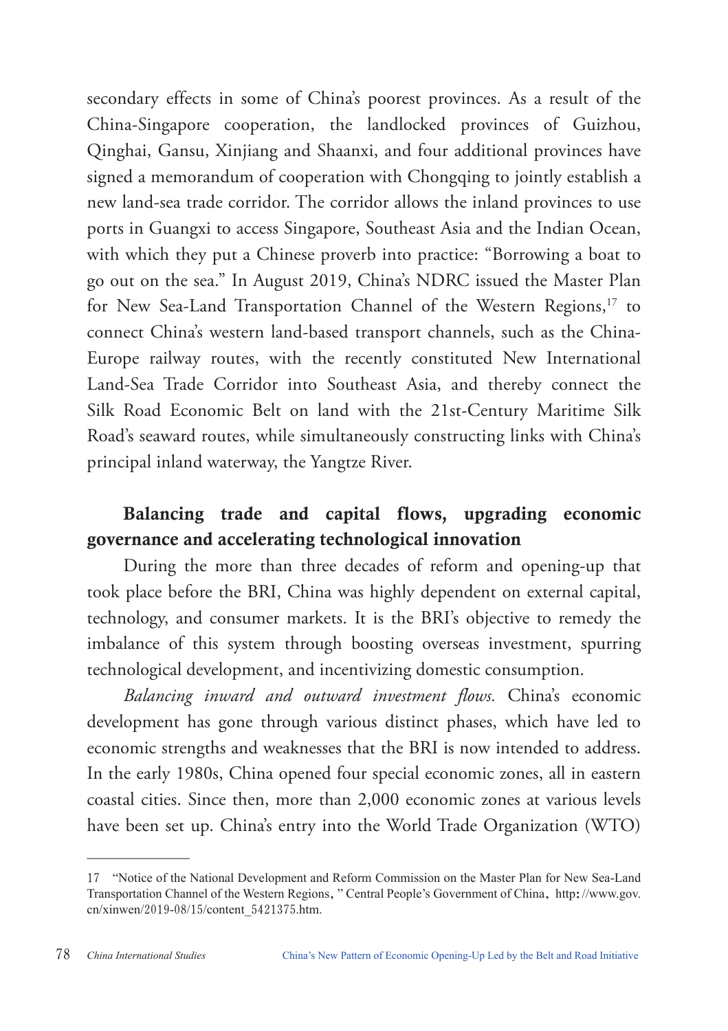secondary effects in some of China's poorest provinces. As a result of the China-Singapore cooperation, the landlocked provinces of Guizhou, Qinghai, Gansu, Xinjiang and Shaanxi, and four additional provinces have signed a memorandum of cooperation with Chongqing to jointly establish a new land-sea trade corridor. The corridor allows the inland provinces to use ports in Guangxi to access Singapore, Southeast Asia and the Indian Ocean, with which they put a Chinese proverb into practice: "Borrowing a boat to go out on the sea." In August 2019, China's NDRC issued the Master Plan for New Sea-Land Transportation Channel of the Western Regions,[17] to connect China's western land-based transport channels, such as the China-Europe railway routes, with the recently constituted New International Land-Sea Trade Corridor into Southeast Asia, and thereby connect the Silk Road Economic Belt on land with the 21st-Century Maritime Silk Road's seaward routes, while simultaneously constructing links with China's principal inland waterway, the Yangtze River.

## Balancing trade and capital flows, upgrading economic governance and accelerating technological innovation

During the more than three decades of reform and opening-up that took place before the BRI, China was highly dependent on external capital, technology, and consumer markets. It is the BRI's objective to remedy the imbalance of this system through boosting overseas investment, spurring technological development, and incentivizing domestic consumption.

*Balancing inward and outward investment flows.* China's economic development has gone through various distinct phases, which have led to economic strengths and weaknesses that the BRI is now intended to address. In the early 1980s, China opened four special economic zones, all in eastern coastal cities. Since then, more than 2,000 economic zones at various levels have been set up. China's entry into the World Trade Organization (WTO)

---

17 "Notice of the National Development and Reform Commission on the Master Plan for New Sea-Land Transportation Channel of the Western Regions, " Central People's Government of China, http://www.gov.cn/xinwen/2019-08/15/content_5421375.htm.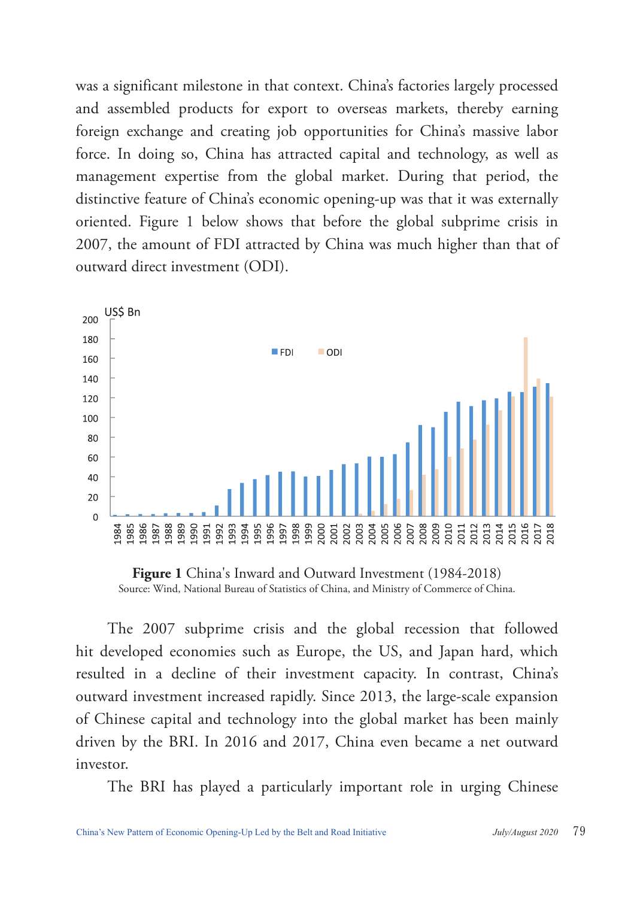was a significant milestone in that context. China's factories largely processed and assembled products for export to overseas markets, thereby earning foreign exchange and creating job opportunities for China's massive labor force. In doing so, China has attracted capital and technology, as well as management expertise from the global market. During that period, the distinctive feature of China's economic opening-up was that it was externally oriented. Figure 1 below shows that before the global subprime crisis in 2007, the amount of FDI attracted by China was much higher than that of outward direct investment (ODI).

**Figure 1** China's Inward and Outward Investment (1984-2018)
Source: Wind, National Bureau of Statistics of China, and Ministry of Commerce of China.

The 2007 subprime crisis and the global recession that followed hit developed economies such as Europe, the US, and Japan hard, which resulted in a decline of their investment capacity. In contrast, China's outward investment increased rapidly. Since 2013, the large-scale expansion of Chinese capital and technology into the global market has been mainly driven by the BRI. In 2016 and 2017, China even became a net outward investor.

The BRI has played a particularly important role in urging Chinese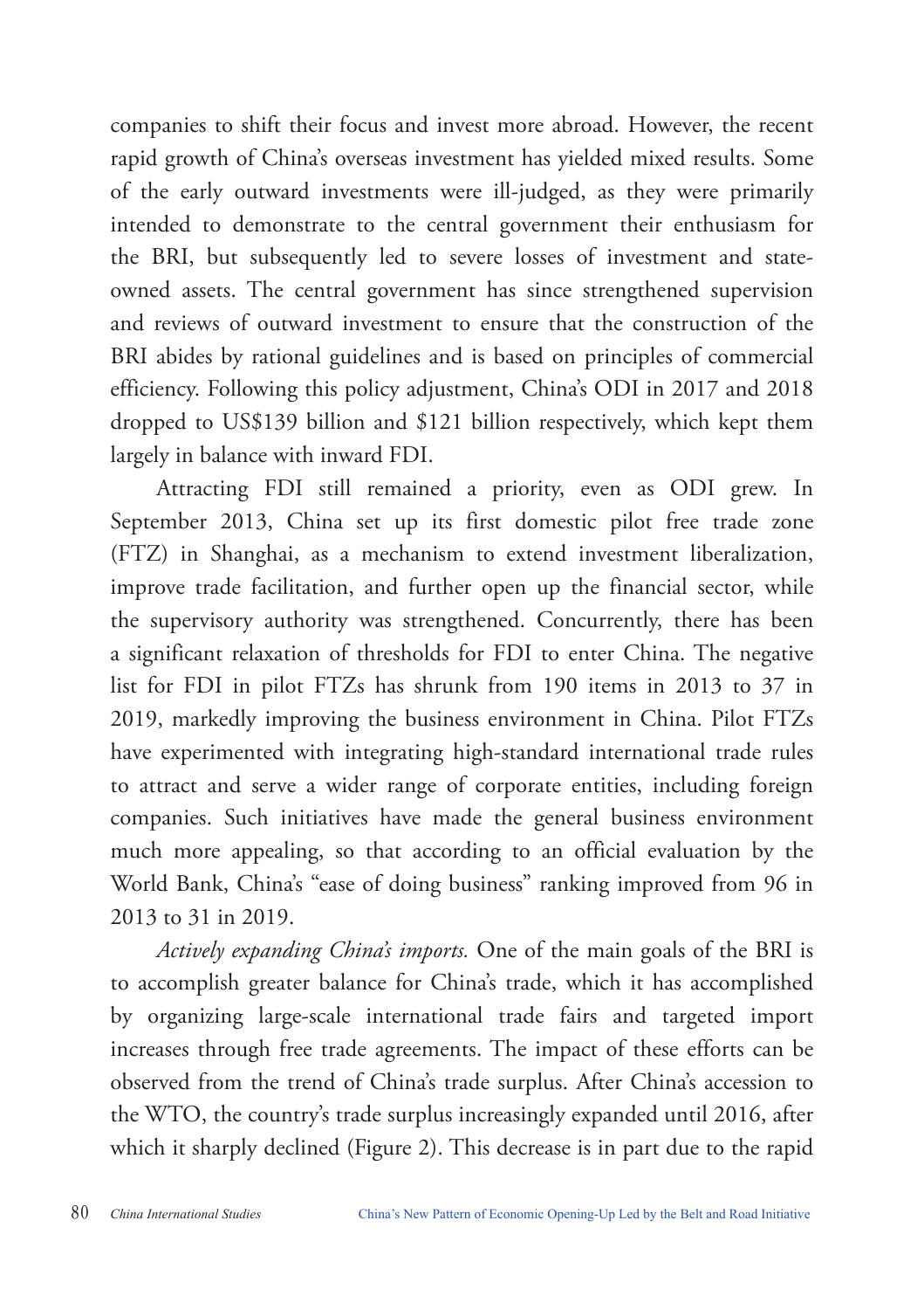companies to shift their focus and invest more abroad. However, the recent rapid growth of China's overseas investment has yielded mixed results. Some of the early outward investments were ill-judged, as they were primarily intended to demonstrate to the central government their enthusiasm for the BRI, but subsequently led to severe losses of investment and state-owned assets. The central government has since strengthened supervision and reviews of outward investment to ensure that the construction of the BRI abides by rational guidelines and is based on principles of commercial efficiency. Following this policy adjustment, China's ODI in 2017 and 2018 dropped to US$139 billion and $121 billion respectively, which kept them largely in balance with inward FDI.

Attracting FDI still remained a priority, even as ODI grew. In September 2013, China set up its first domestic pilot free trade zone (FTZ) in Shanghai, as a mechanism to extend investment liberalization, improve trade facilitation, and further open up the financial sector, while the supervisory authority was strengthened. Concurrently, there has been a significant relaxation of thresholds for FDI to enter China. The negative list for FDI in pilot FTZs has shrunk from 190 items in 2013 to 37 in 2019, markedly improving the business environment in China. Pilot FTZs have experimented with integrating high-standard international trade rules to attract and serve a wider range of corporate entities, including foreign companies. Such initiatives have made the general business environment much more appealing, so that according to an official evaluation by the World Bank, China's "ease of doing business" ranking improved from 96 in 2013 to 31 in 2019.

*Actively expanding China's imports.* One of the main goals of the BRI is to accomplish greater balance for China's trade, which it has accomplished by organizing large-scale international trade fairs and targeted import increases through free trade agreements. The impact of these efforts can be observed from the trend of China's trade surplus. After China's accession to the WTO, the country's trade surplus increasingly expanded until 2016, after which it sharply declined (Figure 2). This decrease is in part due to the rapid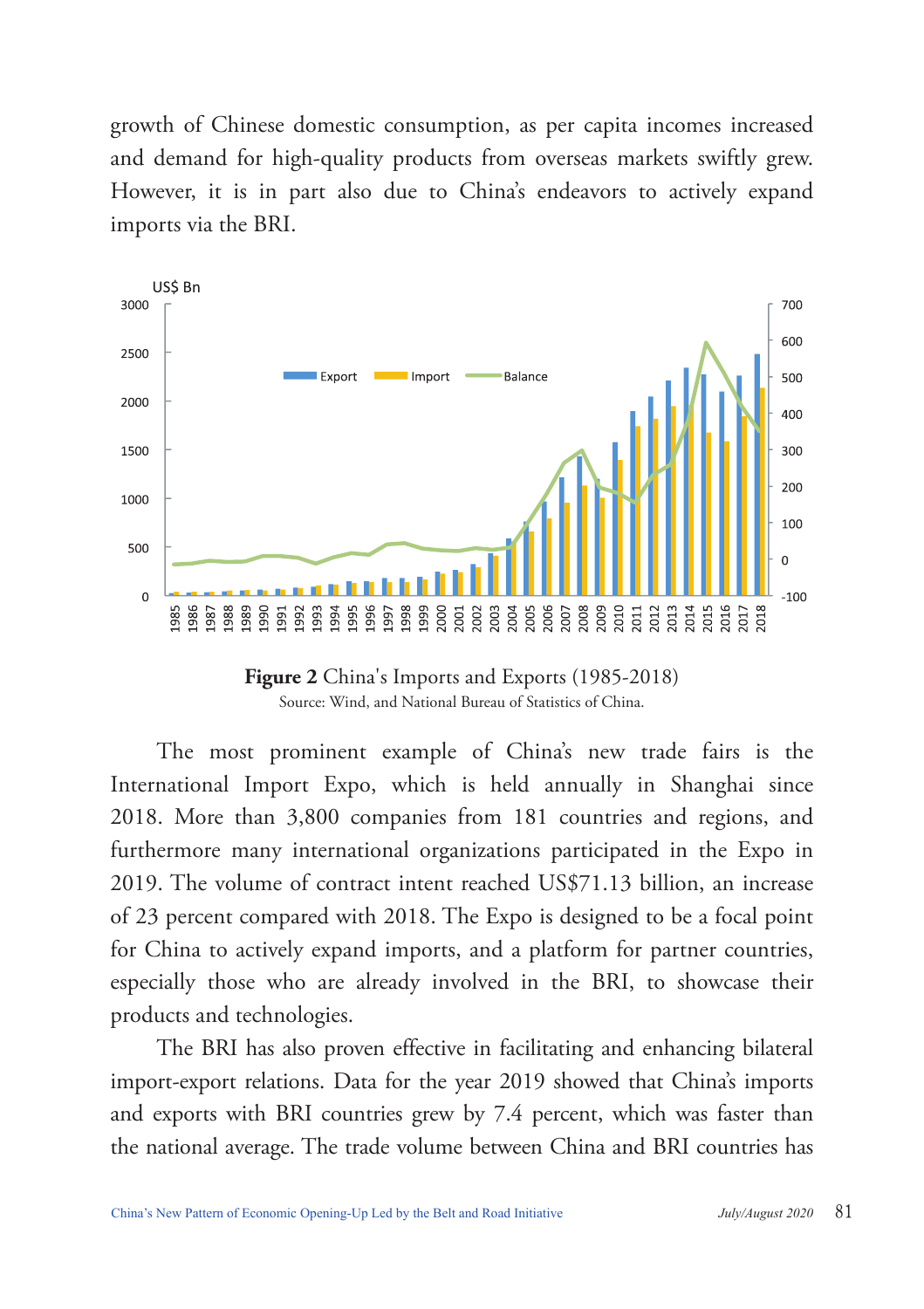growth of Chinese domestic consumption, as per capita incomes increased and demand for high-quality products from overseas markets swiftly grew. However, it is in part also due to China's endeavors to actively expand imports via the BRI.

**Figure 2** China's Imports and Exports (1985-2018)
Source: Wind, and National Bureau of Statistics of China.

The most prominent example of China's new trade fairs is the International Import Expo, which is held annually in Shanghai since 2018. More than 3,800 companies from 181 countries and regions, and furthermore many international organizations participated in the Expo in 2019. The volume of contract intent reached US$71.13 billion, an increase of 23 percent compared with 2018. The Expo is designed to be a focal point for China to actively expand imports, and a platform for partner countries, especially those who are already involved in the BRI, to showcase their products and technologies.

The BRI has also proven effective in facilitating and enhancing bilateral import-export relations. Data for the year 2019 showed that China's imports and exports with BRI countries grew by 7.4 percent, which was faster than the national average. The trade volume between China and BRI countries has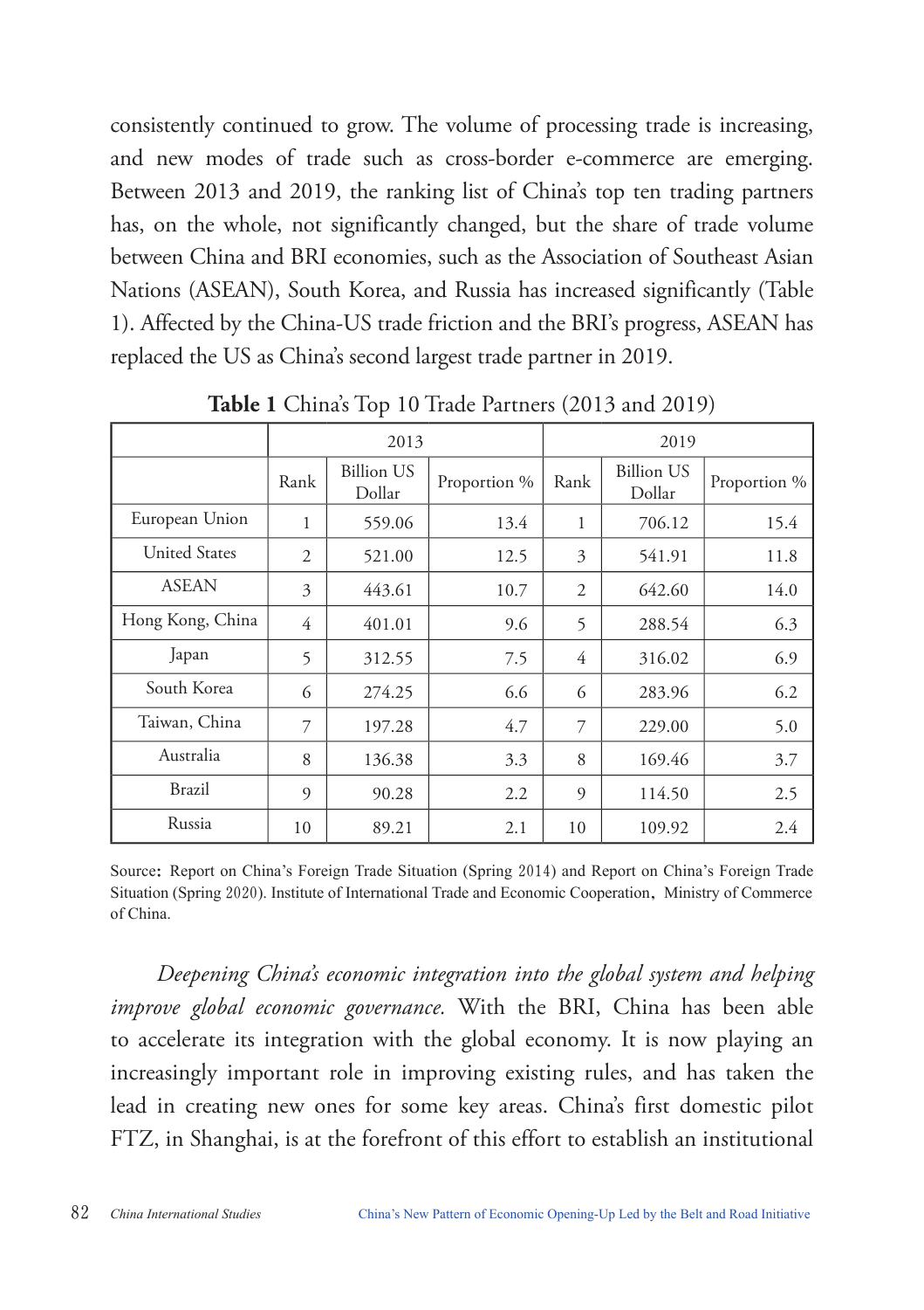consistently continued to grow. The volume of processing trade is increasing, and new modes of trade such as cross-border e-commerce are emerging. Between 2013 and 2019, the ranking list of China's top ten trading partners has, on the whole, not significantly changed, but the share of trade volume between China and BRI economies, such as the Association of Southeast Asian Nations (ASEAN), South Korea, and Russia has increased significantly (Table 1). Affected by the China-US trade friction and the BRI's progress, ASEAN has replaced the US as China's second largest trade partner in 2019.

**Table 1** China's Top 10 Trade Partners (2013 and 2019)

| | 2013 | | | 2019 | | |
|---|---|---|---|---|---|---|
| | Rank | Billion US Dollar | Proportion % | Rank | Billion US Dollar | Proportion % |
| European Union | 1 | 559.06 | 13.4 | 1 | 706.12 | 15.4 |
| United States | 2 | 521.00 | 12.5 | 3 | 541.91 | 11.8 |
| ASEAN | 3 | 443.61 | 10.7 | 2 | 642.60 | 14.0 |
| Hong Kong, China | 4 | 401.01 | 9.6 | 5 | 288.54 | 6.3 |
| Japan | 5 | 312.55 | 7.5 | 4 | 316.02 | 6.9 |
| South Korea | 6 | 274.25 | 6.6 | 6 | 283.96 | 6.2 |
| Taiwan, China | 7 | 197.28 | 4.7 | 7 | 229.00 | 5.0 |
| Australia | 8 | 136.38 | 3.3 | 8 | 169.46 | 3.7 |
| Brazil | 9 | 90.28 | 2.2 | 9 | 114.50 | 2.5 |
| Russia | 10 | 89.21 | 2.1 | 10 | 109.92 | 2.4 |

Source: Report on China's Foreign Trade Situation (Spring 2014) and Report on China's Foreign Trade Situation (Spring 2020). Institute of International Trade and Economic Cooperation, Ministry of Commerce of China.

*Deepening China's economic integration into the global system and helping improve global economic governance.* With the BRI, China has been able to accelerate its integration with the global economy. It is now playing an increasingly important role in improving existing rules, and has taken the lead in creating new ones for some key areas. China's first domestic pilot FTZ, in Shanghai, is at the forefront of this effort to establish an institutional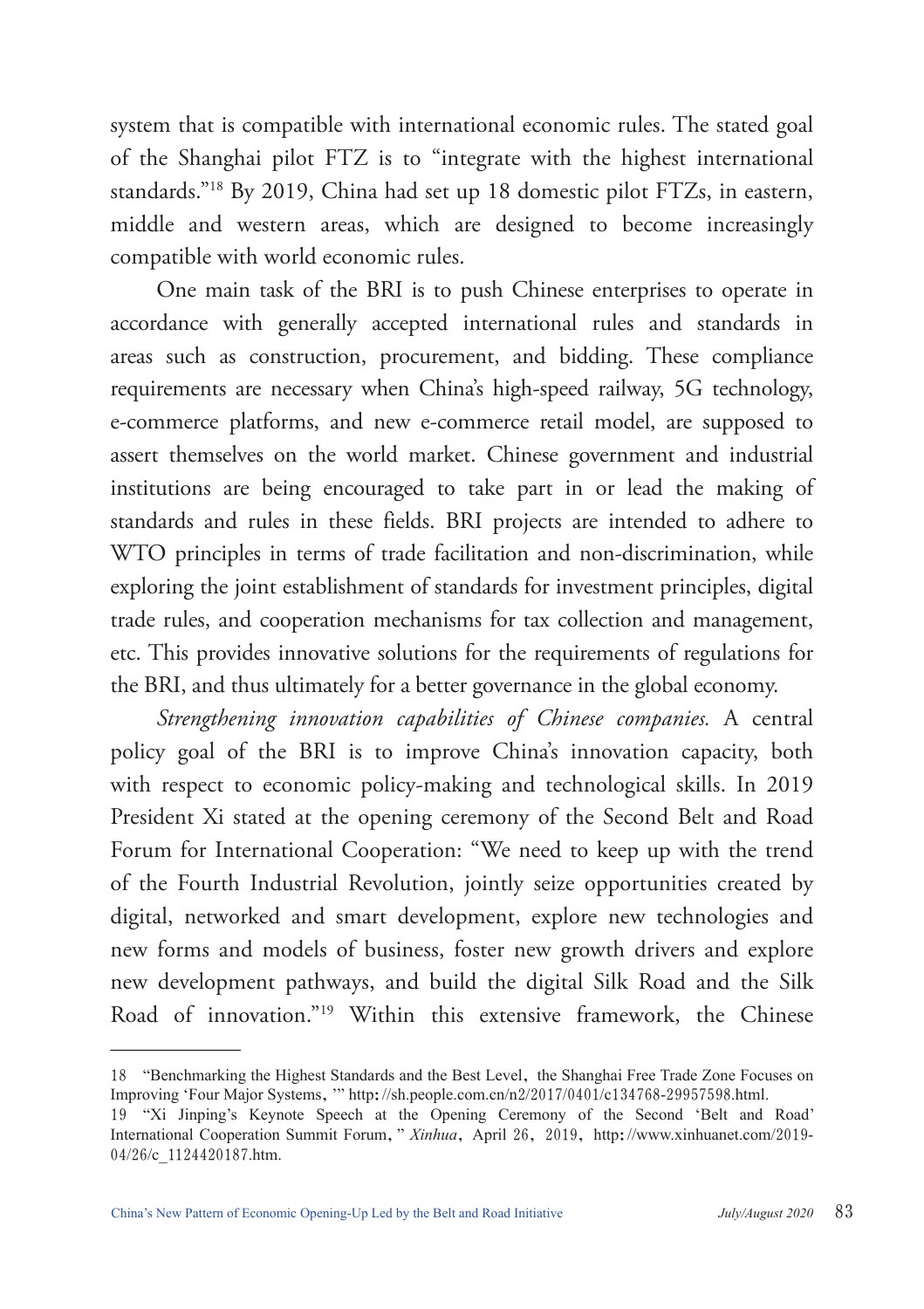system that is compatible with international economic rules. The stated goal of the Shanghai pilot FTZ is to "integrate with the highest international standards."[18] By 2019, China had set up 18 domestic pilot FTZs, in eastern, middle and western areas, which are designed to become increasingly compatible with world economic rules.

One main task of the BRI is to push Chinese enterprises to operate in accordance with generally accepted international rules and standards in areas such as construction, procurement, and bidding. These compliance requirements are necessary when China's high-speed railway, 5G technology, e-commerce platforms, and new e-commerce retail model, are supposed to assert themselves on the world market. Chinese government and industrial institutions are being encouraged to take part in or lead the making of standards and rules in these fields. BRI projects are intended to adhere to WTO principles in terms of trade facilitation and non-discrimination, while exploring the joint establishment of standards for investment principles, digital trade rules, and cooperation mechanisms for tax collection and management, etc. This provides innovative solutions for the requirements of regulations for the BRI, and thus ultimately for a better governance in the global economy.

*Strengthening innovation capabilities of Chinese companies.* A central policy goal of the BRI is to improve China's innovation capacity, both with respect to economic policy-making and technological skills. In 2019 President Xi stated at the opening ceremony of the Second Belt and Road Forum for International Cooperation: "We need to keep up with the trend of the Fourth Industrial Revolution, jointly seize opportunities created by digital, networked and smart development, explore new technologies and new forms and models of business, foster new growth drivers and explore new development pathways, and build the digital Silk Road and the Silk Road of innovation."[19] Within this extensive framework, the Chinese

---

18 "Benchmarking the Highest Standards and the Best Level, the Shanghai Free Trade Zone Focuses on Improving 'Four Major Systems,'" http://sh.people.com.cn/n2/2017/0401/c134768-29957598.html.

19 "Xi Jinping's Keynote Speech at the Opening Ceremony of the Second 'Belt and Road' International Cooperation Summit Forum," *Xinhua*, April 26, 2019, http://www.xinhuanet.com/2019-04/26/c_1124420187.htm.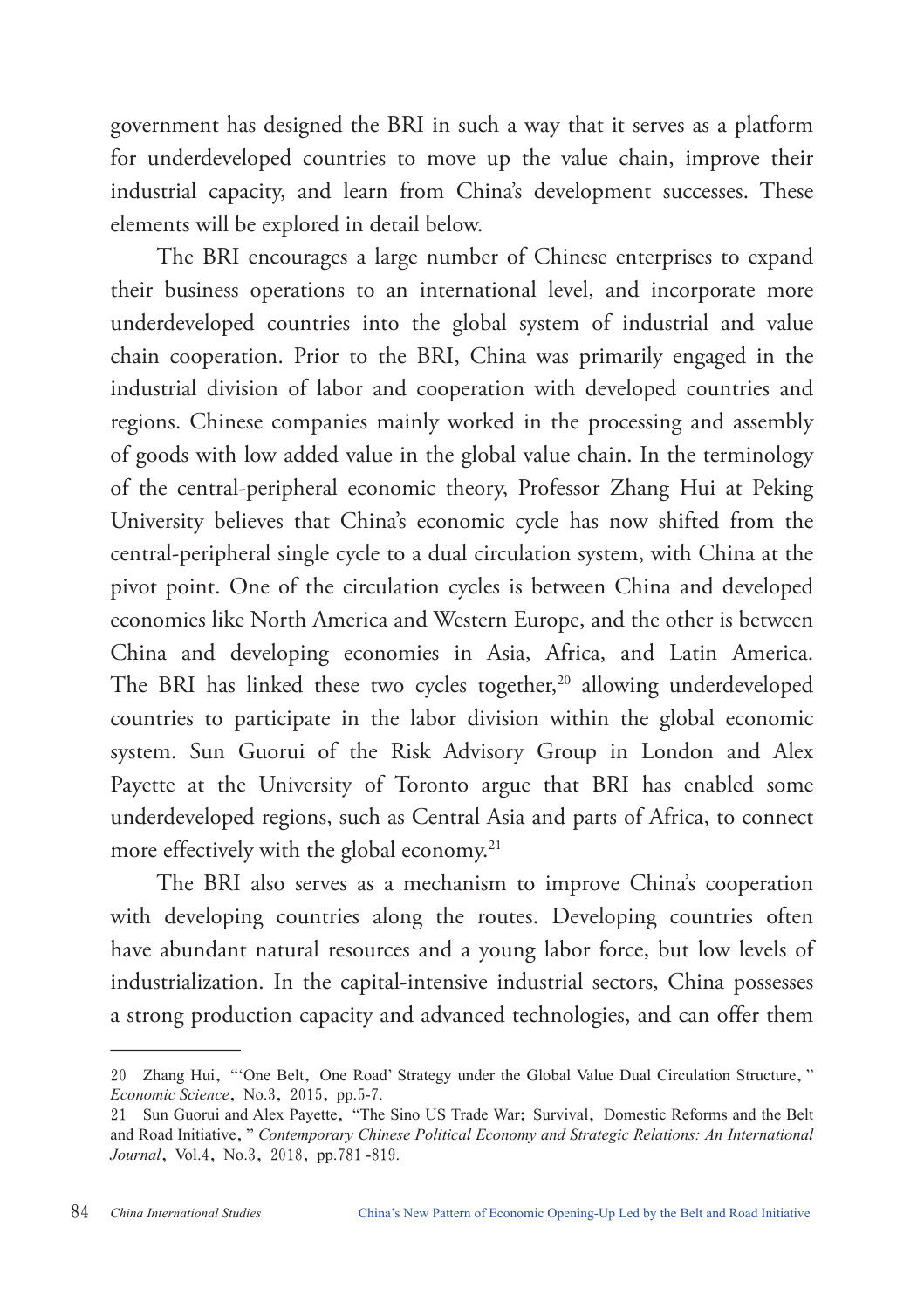government has designed the BRI in such a way that it serves as a platform for underdeveloped countries to move up the value chain, improve their industrial capacity, and learn from China's development successes. These elements will be explored in detail below.

The BRI encourages a large number of Chinese enterprises to expand their business operations to an international level, and incorporate more underdeveloped countries into the global system of industrial and value chain cooperation. Prior to the BRI, China was primarily engaged in the industrial division of labor and cooperation with developed countries and regions. Chinese companies mainly worked in the processing and assembly of goods with low added value in the global value chain. In the terminology of the central-peripheral economic theory, Professor Zhang Hui at Peking University believes that China's economic cycle has now shifted from the central-peripheral single cycle to a dual circulation system, with China at the pivot point. One of the circulation cycles is between China and developed economies like North America and Western Europe, and the other is between China and developing economies in Asia, Africa, and Latin America. The BRI has linked these two cycles together,[20] allowing underdeveloped countries to participate in the labor division within the global economic system. Sun Guorui of the Risk Advisory Group in London and Alex Payette at the University of Toronto argue that BRI has enabled some underdeveloped regions, such as Central Asia and parts of Africa, to connect more effectively with the global economy.[21]

The BRI also serves as a mechanism to improve China's cooperation with developing countries along the routes. Developing countries often have abundant natural resources and a young labor force, but low levels of industrialization. In the capital-intensive industrial sectors, China possesses a strong production capacity and advanced technologies, and can offer them

---

20 Zhang Hui, "'One Belt, One Road' Strategy under the Global Value Dual Circulation Structure," *Economic Science*, No.3, 2015, pp.5-7.

21 Sun Guorui and Alex Payette, "The Sino US Trade War: Survival, Domestic Reforms and the Belt and Road Initiative," *Contemporary Chinese Political Economy and Strategic Relations: An International Journal*, Vol.4, No.3, 2018, pp.781-819.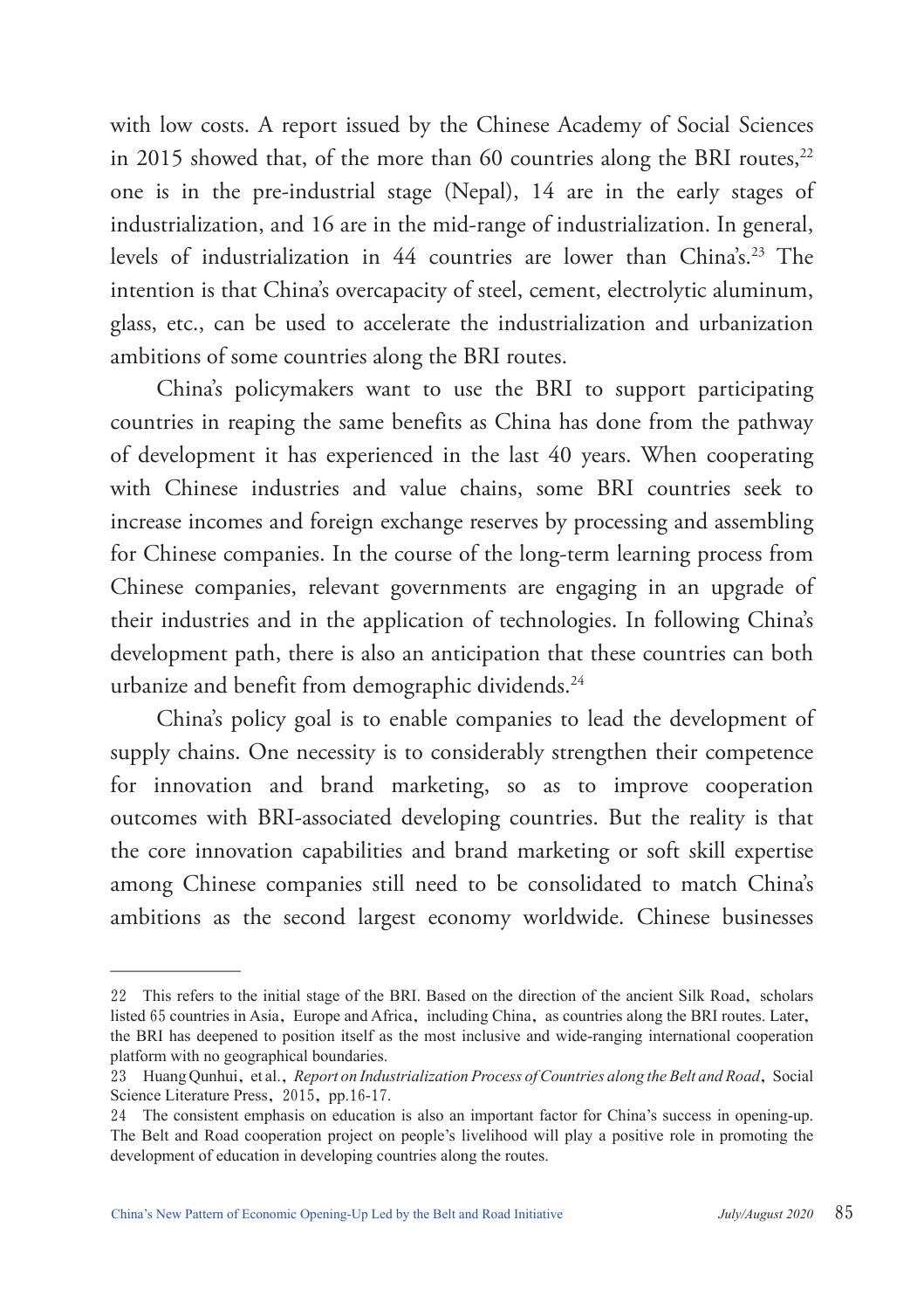with low costs. A report issued by the Chinese Academy of Social Sciences in 2015 showed that, of the more than 60 countries along the BRI routes,[22] one is in the pre-industrial stage (Nepal), 14 are in the early stages of industrialization, and 16 are in the mid-range of industrialization. In general, levels of industrialization in 44 countries are lower than China's.[23] The intention is that China's overcapacity of steel, cement, electrolytic aluminum, glass, etc., can be used to accelerate the industrialization and urbanization ambitions of some countries along the BRI routes.

China's policymakers want to use the BRI to support participating countries in reaping the same benefits as China has done from the pathway of development it has experienced in the last 40 years. When cooperating with Chinese industries and value chains, some BRI countries seek to increase incomes and foreign exchange reserves by processing and assembling for Chinese companies. In the course of the long-term learning process from Chinese companies, relevant governments are engaging in an upgrade of their industries and in the application of technologies. In following China's development path, there is also an anticipation that these countries can both urbanize and benefit from demographic dividends.[24]

China's policy goal is to enable companies to lead the development of supply chains. One necessity is to considerably strengthen their competence for innovation and brand marketing, so as to improve cooperation outcomes with BRI-associated developing countries. But the reality is that the core innovation capabilities and brand marketing or soft skill expertise among Chinese companies still need to be consolidated to match China's ambitions as the second largest economy worldwide. Chinese businesses

---

22 This refers to the initial stage of the BRI. Based on the direction of the ancient Silk Road, scholars listed 65 countries in Asia, Europe and Africa, including China, as countries along the BRI routes. Later, the BRI has deepened to position itself as the most inclusive and wide-ranging international cooperation platform with no geographical boundaries.

23 Huang Qunhui, et al., *Report on Industrialization Process of Countries along the Belt and Road*, Social Science Literature Press, 2015, pp.16-17.

24 The consistent emphasis on education is also an important factor for China's success in opening-up. The Belt and Road cooperation project on people's livelihood will play a positive role in promoting the development of education in developing countries along the routes.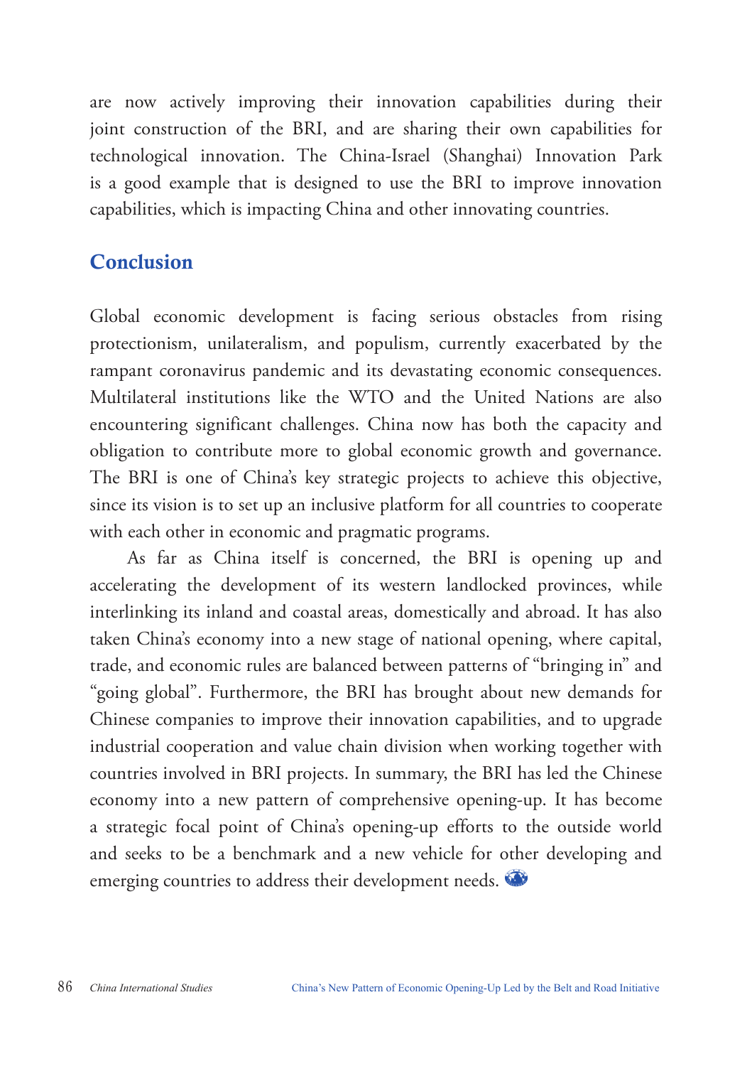are now actively improving their innovation capabilities during their joint construction of the BRI, and are sharing their own capabilities for technological innovation. The China-Israel (Shanghai) Innovation Park is a good example that is designed to use the BRI to improve innovation capabilities, which is impacting China and other innovating countries.

## Conclusion

Global economic development is facing serious obstacles from rising protectionism, unilateralism, and populism, currently exacerbated by the rampant coronavirus pandemic and its devastating economic consequences. Multilateral institutions like the WTO and the United Nations are also encountering significant challenges. China now has both the capacity and obligation to contribute more to global economic growth and governance. The BRI is one of China's key strategic projects to achieve this objective, since its vision is to set up an inclusive platform for all countries to cooperate with each other in economic and pragmatic programs.

As far as China itself is concerned, the BRI is opening up and accelerating the development of its western landlocked provinces, while interlinking its inland and coastal areas, domestically and abroad. It has also taken China's economy into a new stage of national opening, where capital, trade, and economic rules are balanced between patterns of "bringing in" and "going global". Furthermore, the BRI has brought about new demands for Chinese companies to improve their innovation capabilities, and to upgrade industrial cooperation and value chain division when working together with countries involved in BRI projects. In summary, the BRI has led the Chinese economy into a new pattern of comprehensive opening-up. It has become a strategic focal point of China's opening-up efforts to the outside world and seeks to be a benchmark and a new vehicle for other developing and emerging countries to address their development needs.